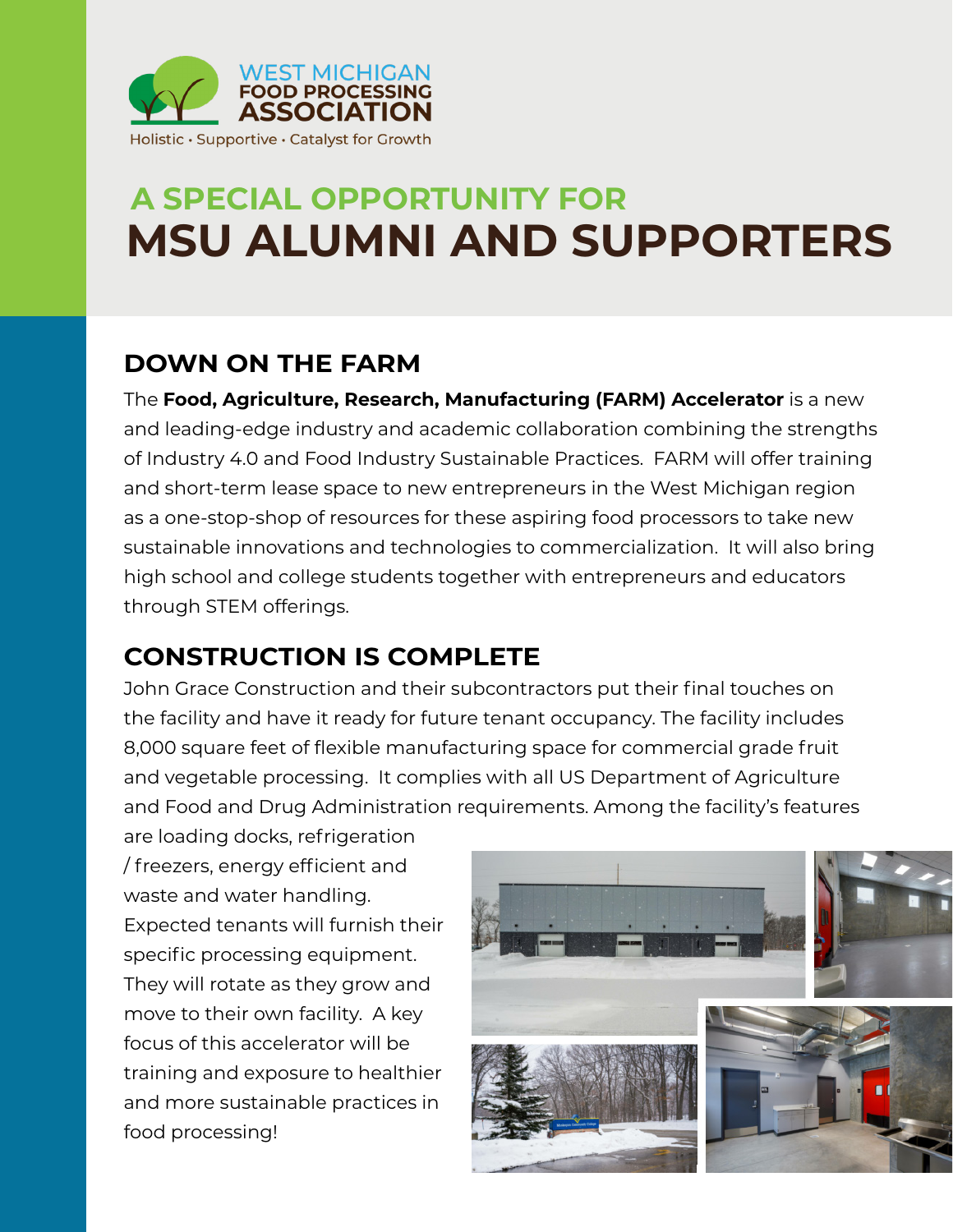WEST MICHIGAN FOOD PROCESSING ASSOCIATION

Holistic • Supportive • Catalyst for Growth

# A SPECIAL OPPORTUNITY FOR MSU ALUMNI AND SUPPORTERS

## DOWN ON THE FARM

The **Food, Agriculture, Research, Manufacturing (FARM) Accelerator** is a new and leading-edge industry and academic collaboration combining the strengths of Industry 4.0 and Food Industry Sustainable Practices. FARM will offer training and short-term lease space to new entrepreneurs in the West Michigan region as a one-stop-shop of resources for these aspiring food processors to take new sustainable innovations and technologies to commercialization. It will also bring high school and college students together with entrepreneurs and educators through STEM offerings.

## CONSTRUCTION IS COMPLETE

John Grace Construction and their subcontractors put their final touches on the facility and have it ready for future tenant occupancy. The facility includes 8,000 square feet of flexible manufacturing space for commercial grade fruit and vegetable processing. It complies with all US Department of Agriculture and Food and Drug Administration requirements. Among the facility's features are loading docks, refrigeration / freezers, energy efficient and waste and water handling. Expected tenants will furnish their specific processing equipment. They will rotate as they grow and move to their own facility. A key focus of this accelerator will be training and exposure to healthier and more sustainable practices in food processing!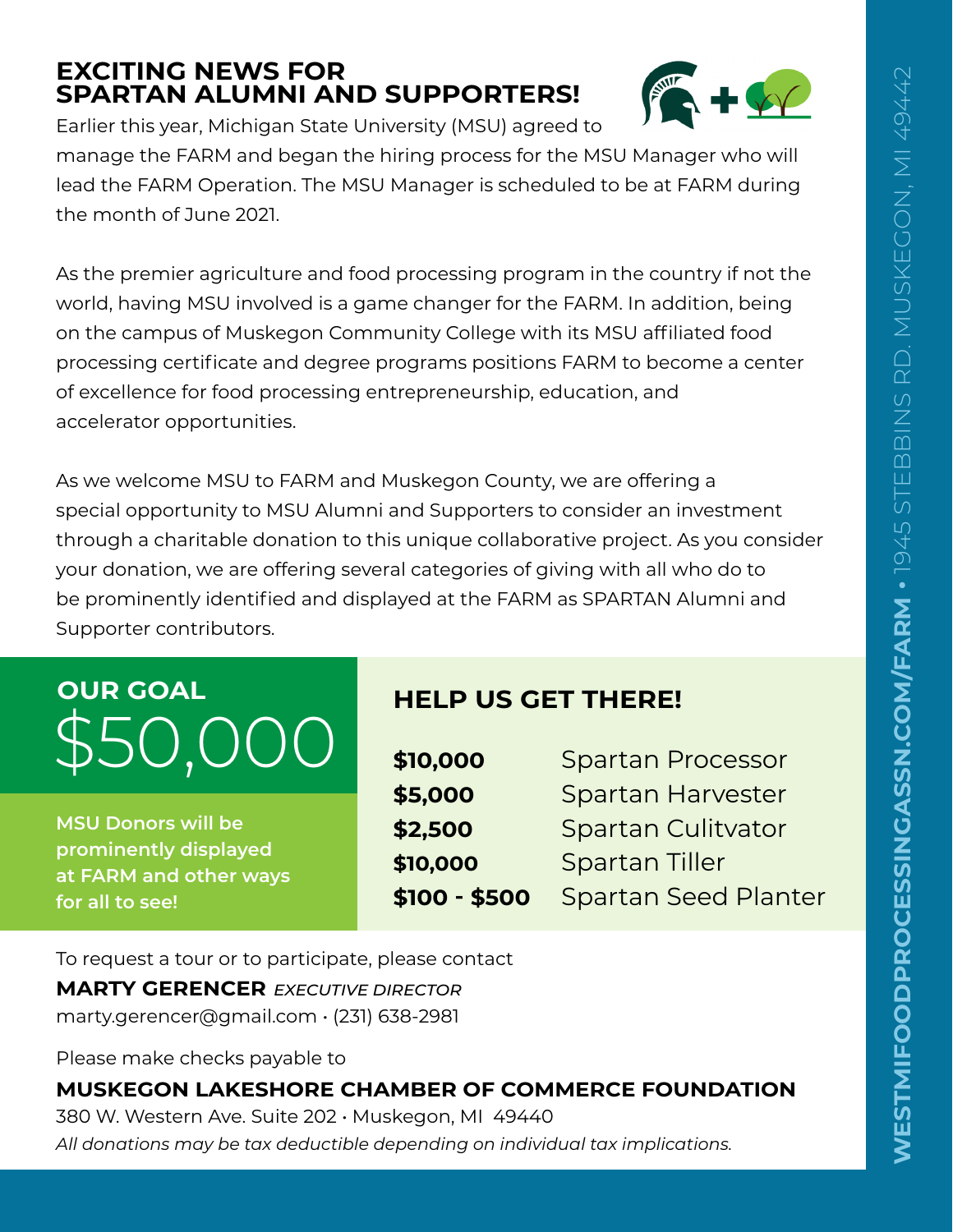# EXCITING NEWS FOR SPARTAN ALUMNI AND SUPPORTERS!

Earlier this year, Michigan State University (MSU) agreed to manage the FARM and began the hiring process for the MSU Manager who will lead the FARM Operation. The MSU Manager is scheduled to be at FARM during the month of June 2021.

As the premier agriculture and food processing program in the country if not the world, having MSU involved is a game changer for the FARM. In addition, being on the campus of Muskegon Community College with its MSU affiliated food processing certificate and degree programs positions FARM to become a center of excellence for food processing entrepreneurship, education, and accelerator opportunities.

As we welcome MSU to FARM and Muskegon County, we are offering a special opportunity to MSU Alumni and Supporters to consider an investment through a charitable donation to this unique collaborative project. As you consider your donation, we are offering several categories of giving with all who do to be prominently identified and displayed at the FARM as SPARTAN Alumni and Supporter contributors.

## OUR GOAL

$50,000

**MSU Donors will be prominently displayed at FARM and other ways for all to see!**

## HELP US GET THERE!

| | |
|---|---|
| **$10,000** | Spartan Processor |
| **$5,000** | Spartan Harvester |
| **$2,500** | Spartan Culitvator |
| **$10,000** | Spartan Tiller |
| **$100 - $500** | Spartan Seed Planter |

To request a tour or to participate, please contact

**MARTY GERENCER** *EXECUTIVE DIRECTOR*

marty.gerencer@gmail.com • (231) 638-2981

Please make checks payable to

**MUSKEGON LAKESHORE CHAMBER OF COMMERCE FOUNDATION**

380 W. Western Ave. Suite 202 • Muskegon, MI 49440

*All donations may be tax deductible depending on individual tax implications.*

**WESTMIFOODPROCESSINGASSN.COM/FARM** • 1945 STEBBINS RD. MUSKEGON, MI 49442